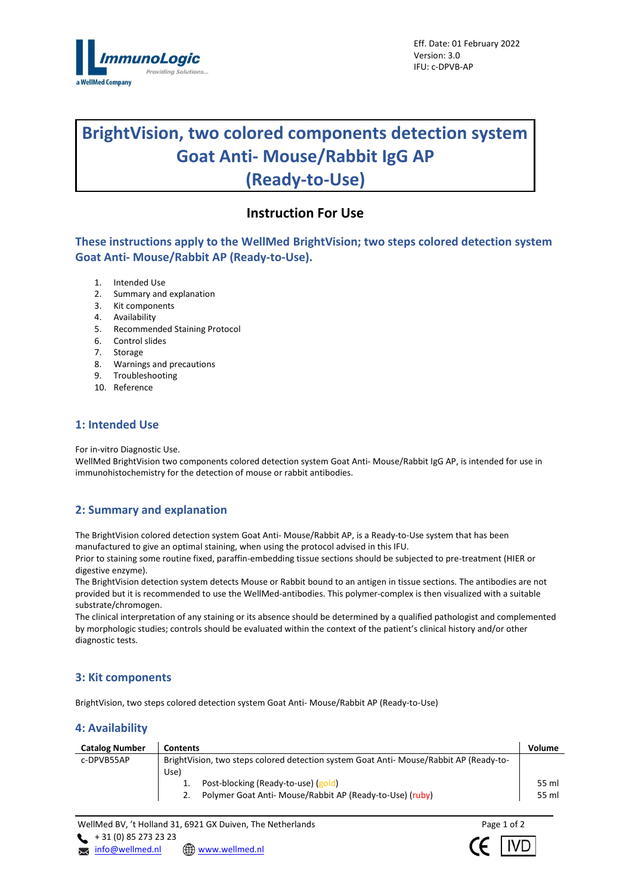Eff. Date: 01 February 2022
Version: 3.0
IFU: c-DPVB-AP

# BrightVision, two colored components detection system Goat Anti- Mouse/Rabbit IgG AP (Ready-to-Use)

## Instruction For Use

### These instructions apply to the WellMed BrightVision; two steps colored detection system Goat Anti- Mouse/Rabbit AP (Ready-to-Use).

1. Intended Use
2. Summary and explanation
3. Kit components
4. Availability
5. Recommended Staining Protocol
6. Control slides
7. Storage
8. Warnings and precautions
9. Troubleshooting
10. Reference

## 1: Intended Use

For in-vitro Diagnostic Use.
WellMed BrightVision two components colored detection system Goat Anti- Mouse/Rabbit IgG AP, is intended for use in immunohistochemistry for the detection of mouse or rabbit antibodies.

## 2: Summary and explanation

The BrightVision colored detection system Goat Anti- Mouse/Rabbit AP, is a Ready-to-Use system that has been manufactured to give an optimal staining, when using the protocol advised in this IFU.
Prior to staining some routine fixed, paraffin-embedding tissue sections should be subjected to pre-treatment (HIER or digestive enzyme).
The BrightVision detection system detects Mouse or Rabbit bound to an antigen in tissue sections. The antibodies are not provided but it is recommended to use the WellMed-antibodies. This polymer-complex is then visualized with a suitable substrate/chromogen.
The clinical interpretation of any staining or its absence should be determined by a qualified pathologist and complemented by morphologic studies; controls should be evaluated within the context of the patient's clinical history and/or other diagnostic tests.

## 3: Kit components

BrightVision, two steps colored detection system Goat Anti- Mouse/Rabbit AP (Ready-to-Use)

## 4: Availability

| Catalog Number | Contents | Volume |
|---|---|---|
| c-DPVB55AP | BrightVision, two steps colored detection system Goat Anti- Mouse/Rabbit AP (Ready-to-Use) | |
| | 1. Post-blocking (Ready-to-use) (gold) | 55 ml |
| | 2. Polymer Goat Anti- Mouse/Rabbit AP (Ready-to-Use) (ruby) | 55 ml |

WellMed BV, 't Holland 31, 6921 GX Duiven, The Netherlands
+ 31 (0) 85 273 23 23
info@wellmed.nl www.wellmed.nl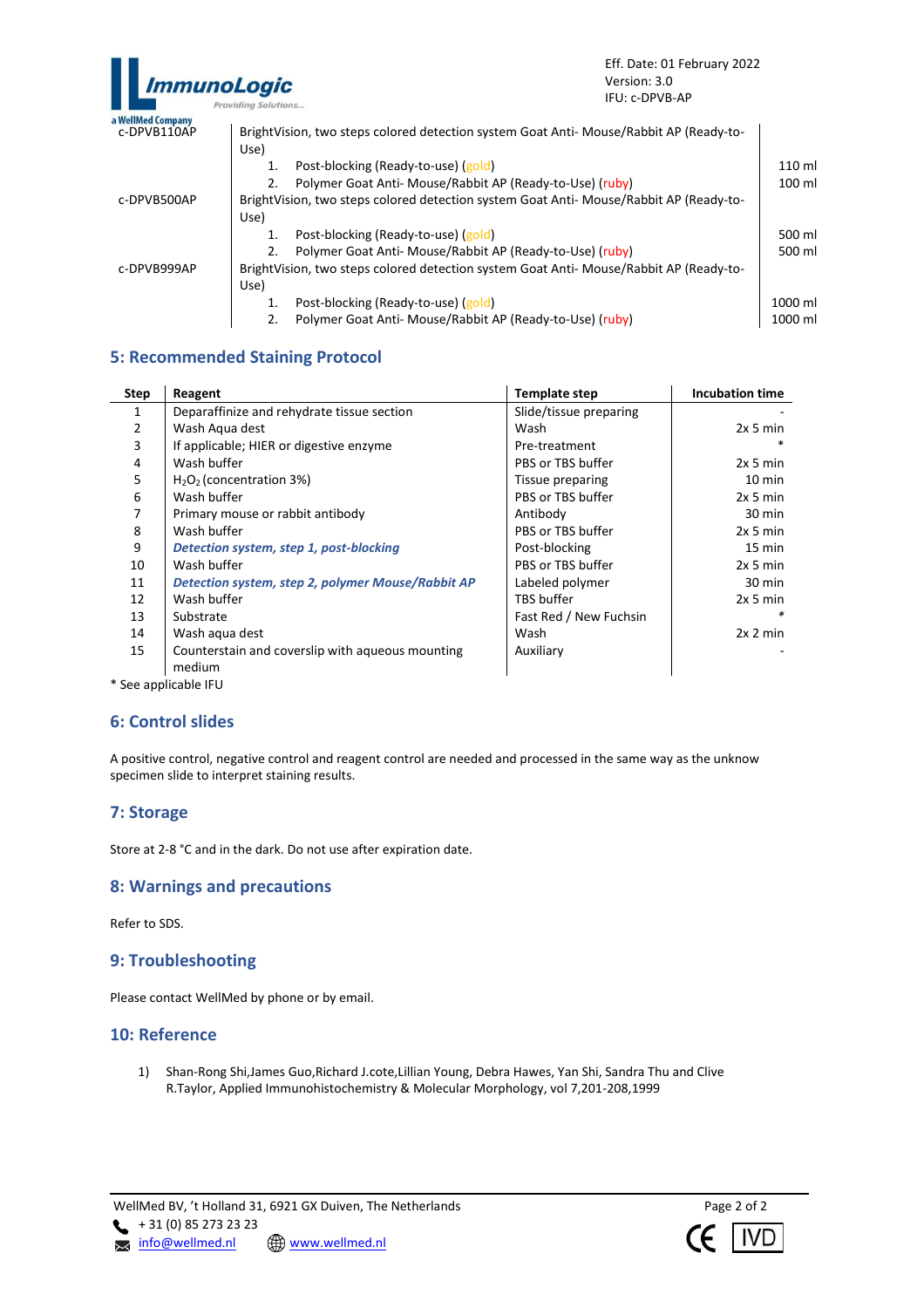| | | |
|---|---|---|
| c-DPVB110AP | BrightVision, two steps colored detection system Goat Anti- Mouse/Rabbit AP (Ready-to-Use) | |
| | 1. Post-blocking (Ready-to-use) (gold) | 110 ml |
| | 2. Polymer Goat Anti- Mouse/Rabbit AP (Ready-to-Use) (ruby) | 100 ml |
| c-DPVB500AP | BrightVision, two steps colored detection system Goat Anti- Mouse/Rabbit AP (Ready-to-Use) | |
| | 1. Post-blocking (Ready-to-use) (gold) | 500 ml |
| | 2. Polymer Goat Anti- Mouse/Rabbit AP (Ready-to-Use) (ruby) | 500 ml |
| c-DPVB999AP | BrightVision, two steps colored detection system Goat Anti- Mouse/Rabbit AP (Ready-to-Use) | |
| | 1. Post-blocking (Ready-to-use) (gold) | 1000 ml |
| | 2. Polymer Goat Anti- Mouse/Rabbit AP (Ready-to-Use) (ruby) | 1000 ml |

## 5: Recommended Staining Protocol

| Step | Reagent | Template step | Incubation time |
|---|---|---|---|
| 1 | Deparaffinize and rehydrate tissue section | Slide/tissue preparing | - |
| 2 | Wash Aqua dest | Wash | 2x 5 min |
| 3 | If applicable; HIER or digestive enzyme | Pre-treatment | * |
| 4 | Wash buffer | PBS or TBS buffer | 2x 5 min |
| 5 | $H_2O_2$ (concentration 3%) | Tissue preparing | 10 min |
| 6 | Wash buffer | PBS or TBS buffer | 2x 5 min |
| 7 | Primary mouse or rabbit antibody | Antibody | 30 min |
| 8 | Wash buffer | PBS or TBS buffer | 2x 5 min |
| 9 | ***Detection system, step 1, post-blocking*** | Post-blocking | 15 min |
| 10 | Wash buffer | PBS or TBS buffer | 2x 5 min |
| 11 | ***Detection system, step 2, polymer Mouse/Rabbit AP*** | Labeled polymer | 30 min |
| 12 | Wash buffer | TBS buffer | 2x 5 min |
| 13 | Substrate | Fast Red / New Fuchsin | * |
| 14 | Wash aqua dest | Wash | 2x 2 min |
| 15 | Counterstain and coverslip with aqueous mounting medium | Auxiliary | - |

* See applicable IFU

## 6: Control slides

A positive control, negative control and reagent control are needed and processed in the same way as the unknow specimen slide to interpret staining results.

## 7: Storage

Store at 2-8 °C and in the dark. Do not use after expiration date.

## 8: Warnings and precautions

Refer to SDS.

## 9: Troubleshooting

Please contact WellMed by phone or by email.

## 10: Reference

1) Shan-Rong Shi,James Guo,Richard J.cote,Lillian Young, Debra Hawes, Yan Shi, Sandra Thu and Clive R.Taylor, Applied Immunohistochemistry & Molecular Morphology, vol 7,201-208,1999